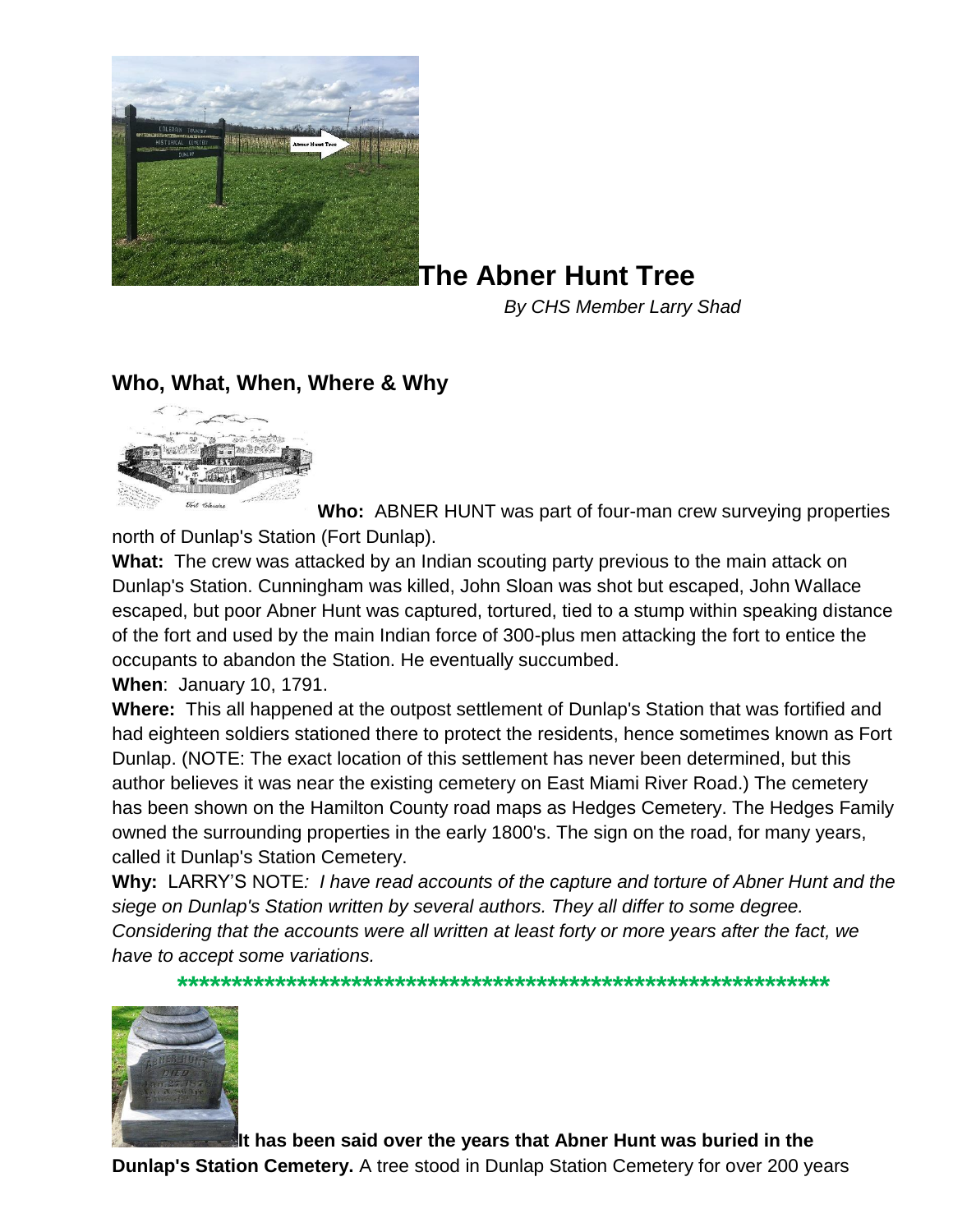# The Abner Hunt Tree

*By CHS Member Larry Shad*

## Who, What, When, Where & Why

**Who:** ABNER HUNT was part of four-man crew surveying properties north of Dunlap's Station (Fort Dunlap).

**What:** The crew was attacked by an Indian scouting party previous to the main attack on Dunlap's Station. Cunningham was killed, John Sloan was shot but escaped, John Wallace escaped, but poor Abner Hunt was captured, tortured, tied to a stump within speaking distance of the fort and used by the main Indian force of 300-plus men attacking the fort to entice the occupants to abandon the Station. He eventually succumbed.

**When**: January 10, 1791.

**Where:** This all happened at the outpost settlement of Dunlap's Station that was fortified and had eighteen soldiers stationed there to protect the residents, hence sometimes known as Fort Dunlap. (NOTE: The exact location of this settlement has never been determined, but this author believes it was near the existing cemetery on East Miami River Road.) The cemetery has been shown on the Hamilton County road maps as Hedges Cemetery. The Hedges Family owned the surrounding properties in the early 1800's. The sign on the road, for many years, called it Dunlap's Station Cemetery.

**Why:** LARRY'S NOTE*: I have read accounts of the capture and torture of Abner Hunt and the siege on Dunlap's Station written by several authors. They all differ to some degree. Considering that the accounts were all written at least forty or more years after the fact, we have to accept some variations.*

*****************************************************************

**It has been said over the years that Abner Hunt was buried in the Dunlap's Station Cemetery.** A tree stood in Dunlap Station Cemetery for over 200 years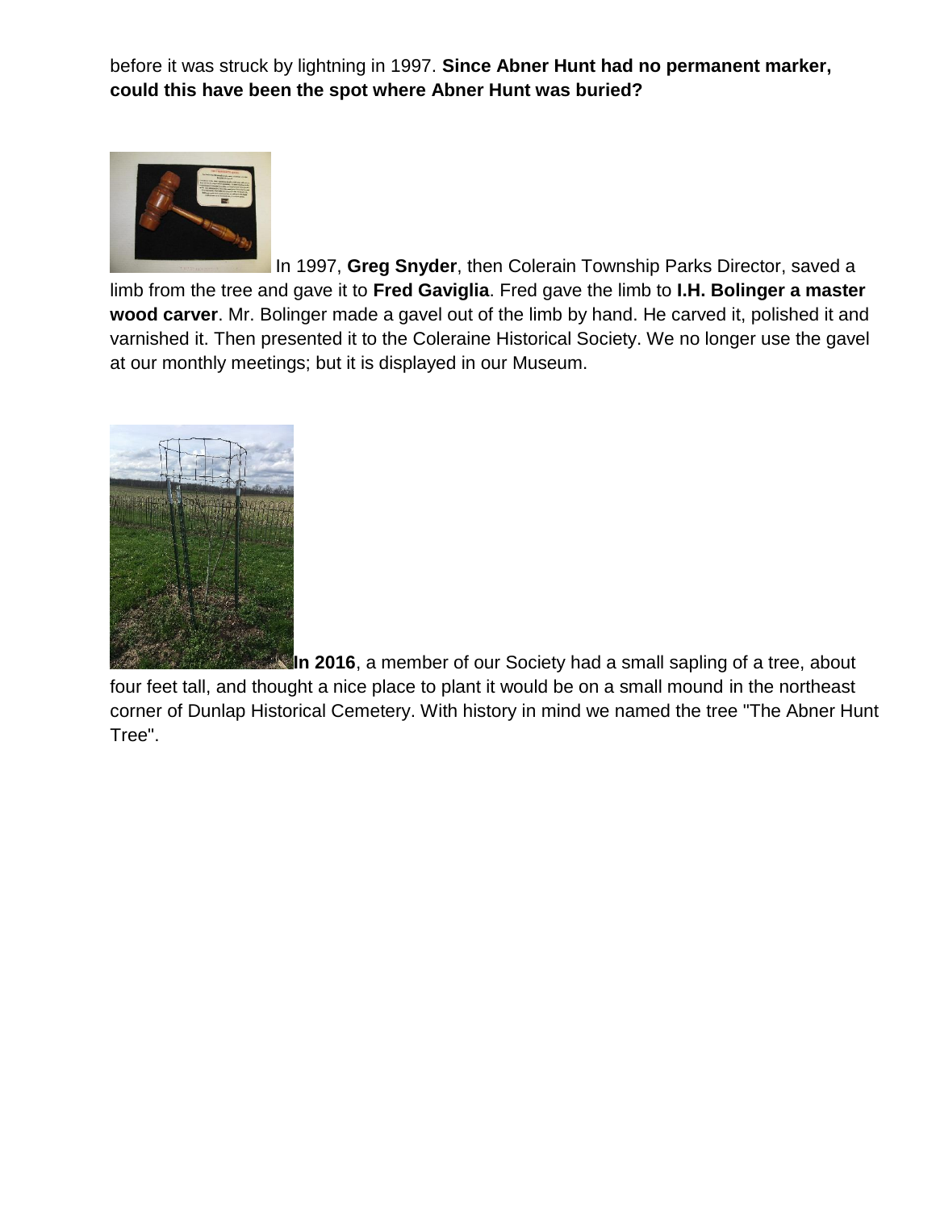before it was struck by lightning in 1997. **Since Abner Hunt had no permanent marker, could this have been the spot where Abner Hunt was buried?**

In 1997, **Greg Snyder**, then Colerain Township Parks Director, saved a limb from the tree and gave it to **Fred Gaviglia**. Fred gave the limb to **I.H. Bolinger a master wood carver**. Mr. Bolinger made a gavel out of the limb by hand. He carved it, polished it and varnished it. Then presented it to the Coleraine Historical Society. We no longer use the gavel at our monthly meetings; but it is displayed in our Museum.

**In 2016**, a member of our Society had a small sapling of a tree, about four feet tall, and thought a nice place to plant it would be on a small mound in the northeast corner of Dunlap Historical Cemetery. With history in mind we named the tree "The Abner Hunt Tree".